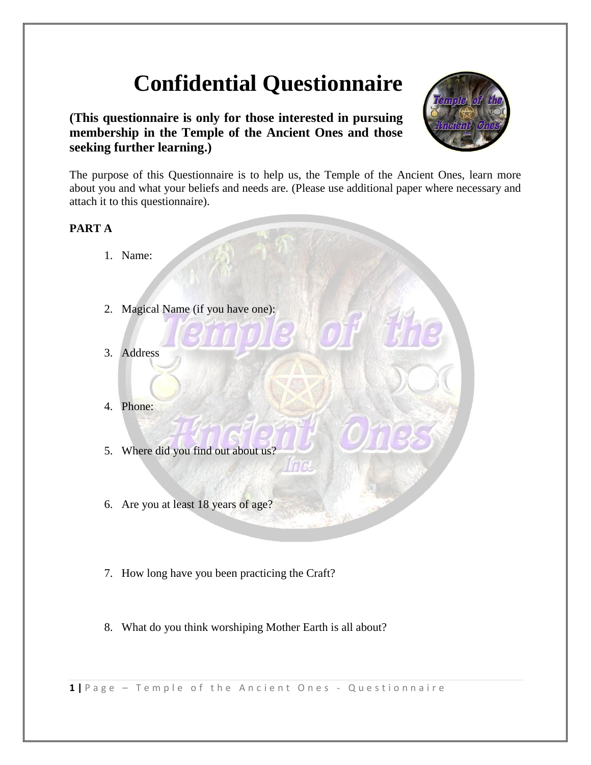# Confidential Questionnaire

**(This questionnaire is only for those interested in pursuing membership in the Temple of the Ancient Ones and those seeking further learning.)**

The purpose of this Questionnaire is to help us, the Temple of the Ancient Ones, learn more about you and what your beliefs and needs are. (Please use additional paper where necessary and attach it to this questionnaire).

**PART A**

1. Name:
2. Magical Name (if you have one):
3. Address
4. Phone:
5. Where did you find out about us?
6. Are you at least 18 years of age?
7. How long have you been practicing the Craft?
8. What do you think worshiping Mother Earth is all about?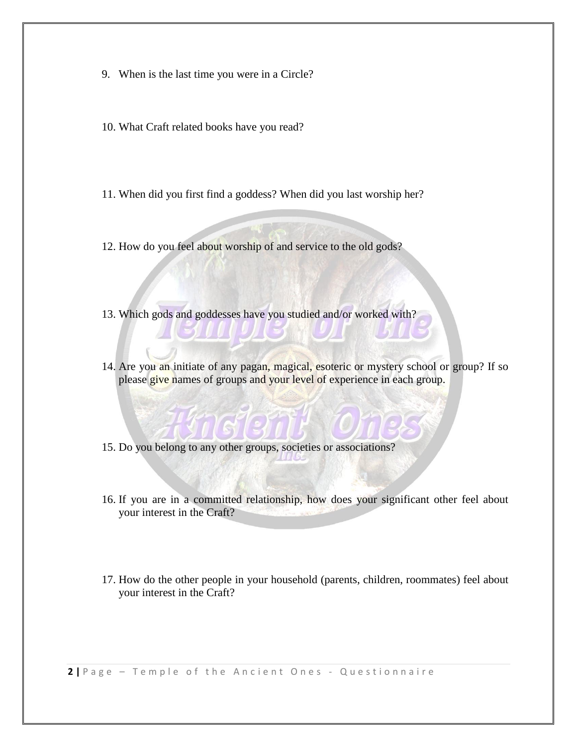9. When is the last time you were in a Circle?

10. What Craft related books have you read?

11. When did you first find a goddess? When did you last worship her?

12. How do you feel about worship of and service to the old gods?

13. Which gods and goddesses have you studied and/or worked with?

14. Are you an initiate of any pagan, magical, esoteric or mystery school or group? If so please give names of groups and your level of experience in each group.

15. Do you belong to any other groups, societies or associations?

16. If you are in a committed relationship, how does your significant other feel about your interest in the Craft?

17. How do the other people in your household (parents, children, roommates) feel about your interest in the Craft?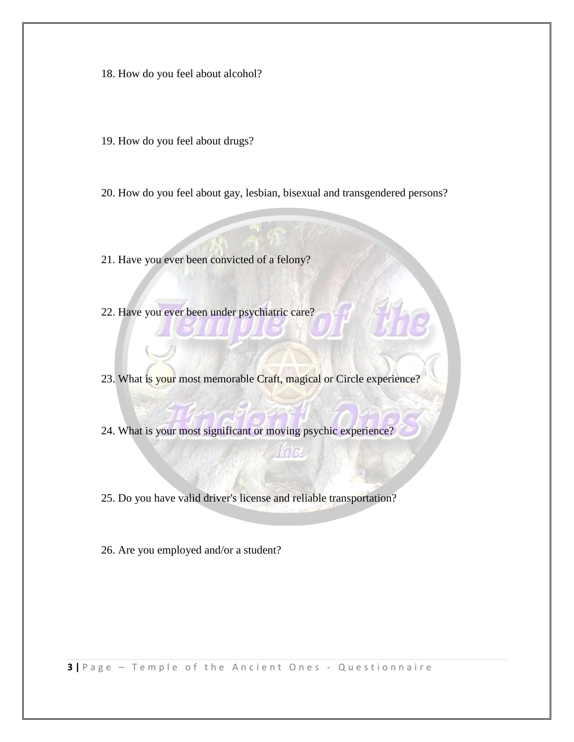18. How do you feel about alcohol?

19. How do you feel about drugs?

20. How do you feel about gay, lesbian, bisexual and transgendered persons?

21. Have you ever been convicted of a felony?

22. Have you ever been under psychiatric care?

23. What is your most memorable Craft, magical or Circle experience?

24. What is your most significant or moving psychic experience?

25. Do you have valid driver's license and reliable transportation?

26. Are you employed and/or a student?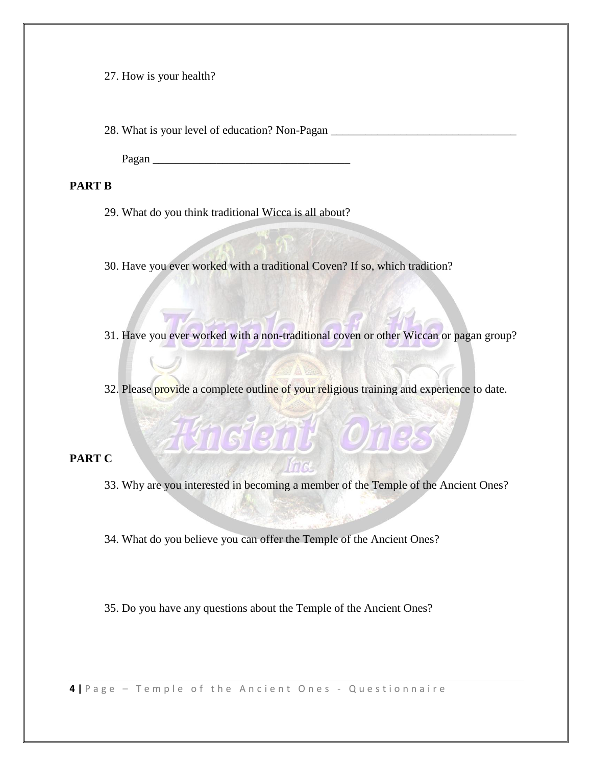27. How is your health?

28. What is your level of education? Non-Pagan ________________________________

    Pagan ___________________________________

## PART B

29. What do you think traditional Wicca is all about?

30. Have you ever worked with a traditional Coven? If so, which tradition?

31. Have you ever worked with a non-traditional coven or other Wiccan or pagan group?

32. Please provide a complete outline of your religious training and experience to date.

## PART C

33. Why are you interested in becoming a member of the Temple of the Ancient Ones?

34. What do you believe you can offer the Temple of the Ancient Ones?

35. Do you have any questions about the Temple of the Ancient Ones?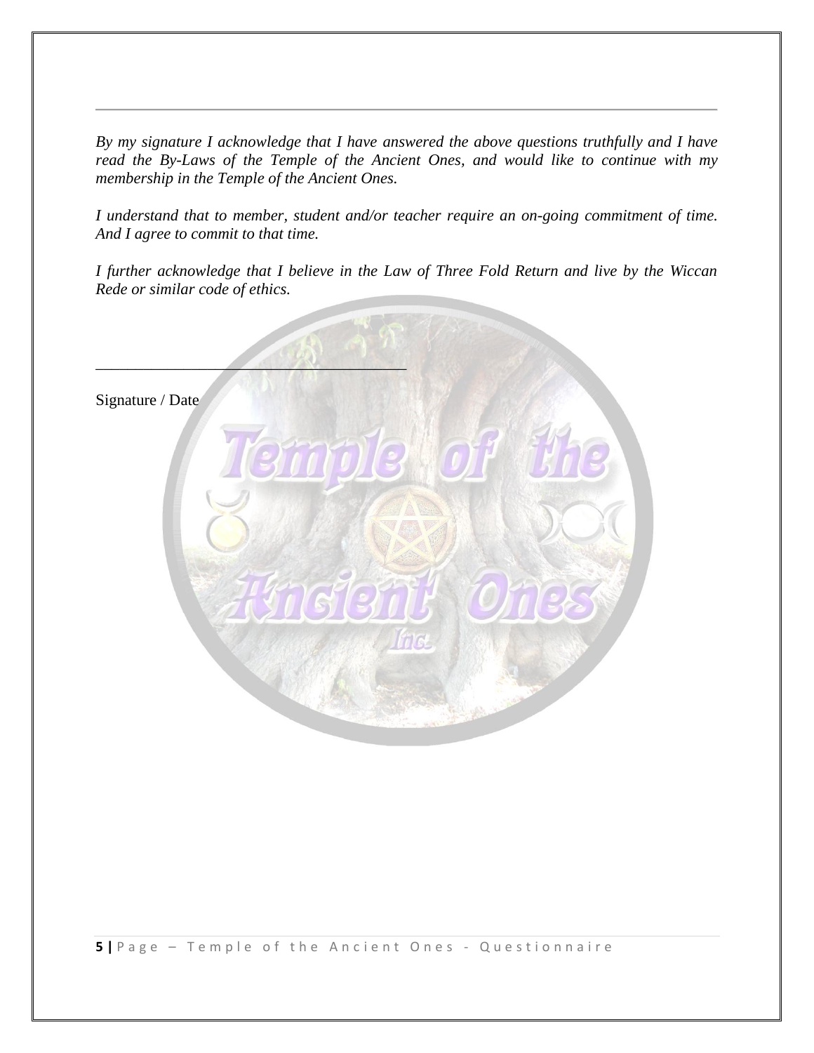---

*By my signature I acknowledge that I have answered the above questions truthfully and I have read the By-Laws of the Temple of the Ancient Ones, and would like to continue with my membership in the Temple of the Ancient Ones.*

*I understand that to member, student and/or teacher require an on-going commitment of time. And I agree to commit to that time.*

*I further acknowledge that I believe in the Law of Three Fold Return and live by the Wiccan Rede or similar code of ethics.*

_______________________________________

Signature / Date